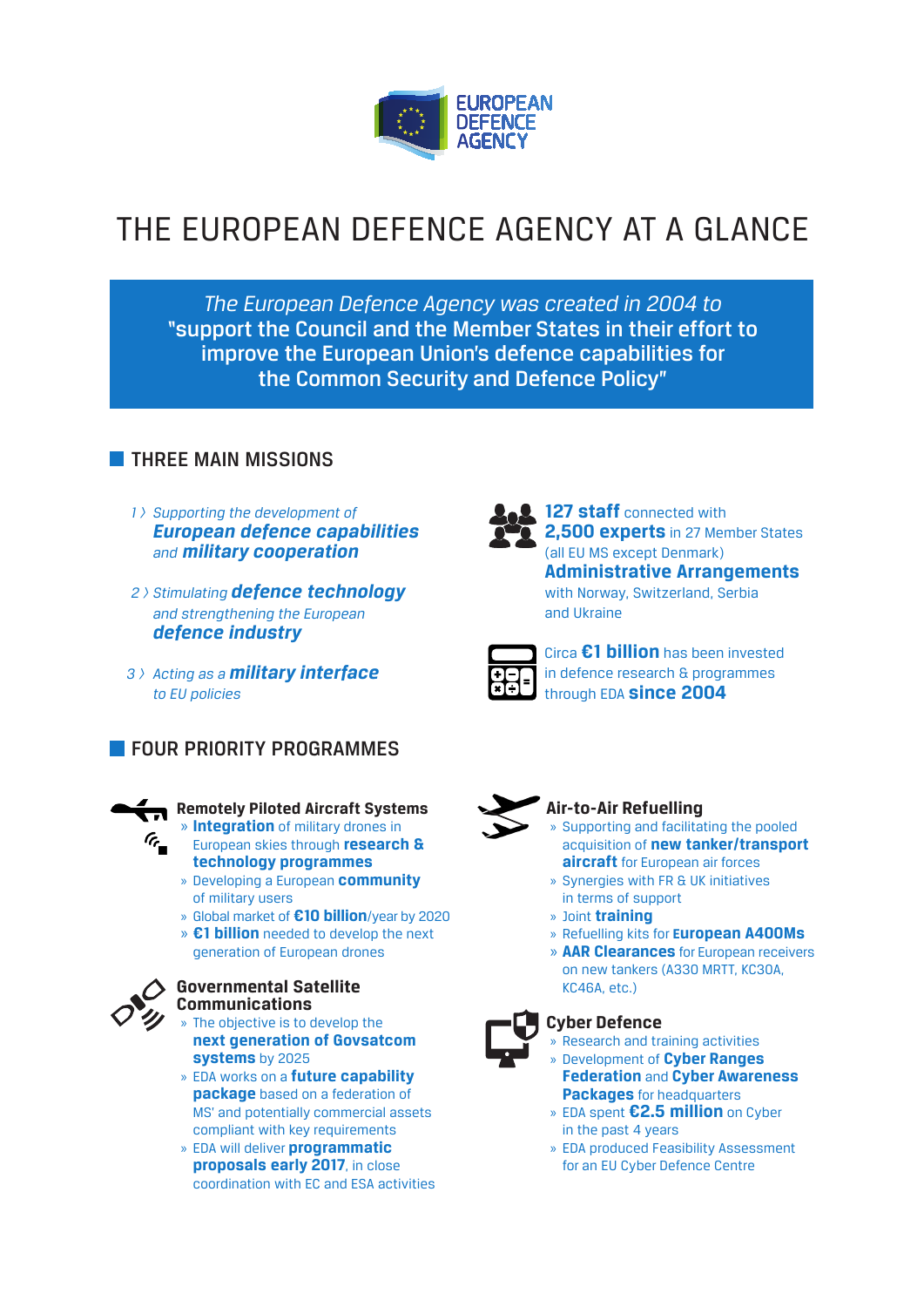EUROPEAN DEFENCE AGENCY

# THE EUROPEAN DEFENCE AGENCY AT A GLANCE

*The European Defence Agency was created in 2004 to* **"support the Council and the Member States in their effort to improve the European Union's defence capabilities for the Common Security and Defence Policy"**

## THREE MAIN MISSIONS

1 〉 *Supporting the development of* ***European defence capabilities*** *and* ***military cooperation***

2 〉 *Stimulating* ***defence technology*** *and strengthening the European* ***defence industry***

3 〉 *Acting as a* ***military interface*** *to EU policies*

**127 staff** connected with **2,500 experts** in 27 Member States (all EU MS except Denmark)
**Administrative Arrangements** with Norway, Switzerland, Serbia and Ukraine

Circa **€1 billion** has been invested in defence research & programmes through EDA **since 2004**

## FOUR PRIORITY PROGRAMMES

### Remotely Piloted Aircraft Systems

- **Integration** of military drones in European skies through **research & technology programmes**
- Developing a European **community** of military users
- Global market of **€10 billion**/year by 2020
- **€1 billion** needed to develop the next generation of European drones

### Governmental Satellite Communications

- The objective is to develop the **next generation of Govsatcom systems** by 2025
- EDA works on a **future capability package** based on a federation of MS' and potentially commercial assets compliant with key requirements
- EDA will deliver **programmatic proposals early 2017**, in close coordination with EC and ESA activities

### Air-to-Air Refuelling

- Supporting and facilitating the pooled acquisition of **new tanker/transport aircraft** for European air forces
- Synergies with FR & UK initiatives in terms of support
- Joint **training**
- Refuelling kits for **European A400Ms**
- **AAR Clearances** for European receivers on new tankers (A330 MRTT, KC30A, KC46A, etc.)

### Cyber Defence

- Research and training activities
- Development of **Cyber Ranges Federation** and **Cyber Awareness Packages** for headquarters
- EDA spent **€2.5 million** on Cyber in the past 4 years
- EDA produced Feasibility Assessment for an EU Cyber Defence Centre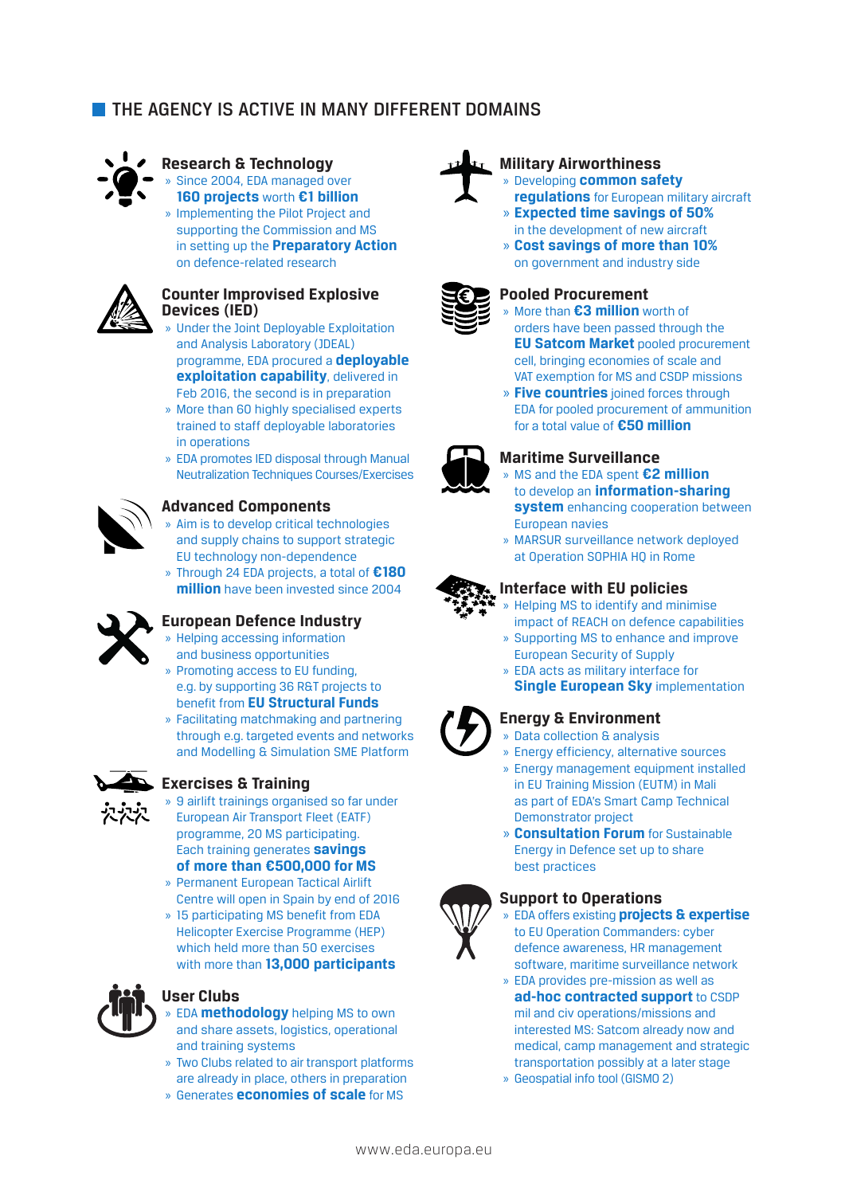## THE AGENCY IS ACTIVE IN MANY DIFFERENT DOMAINS

### Research & Technology

- Since 2004, EDA managed over **160 projects** worth **€1 billion**
- Implementing the Pilot Project and supporting the Commission and MS in setting up the **Preparatory Action** on defence-related research

### Counter Improvised Explosive Devices (IED)

- Under the Joint Deployable Exploitation and Analysis Laboratory (JDEAL) programme, EDA procured a **deployable exploitation capability**, delivered in Feb 2016, the second is in preparation
- More than 60 highly specialised experts trained to staff deployable laboratories in operations
- EDA promotes IED disposal through Manual Neutralization Techniques Courses/Exercises

### Advanced Components

- Aim is to develop critical technologies and supply chains to support strategic EU technology non-dependence
- Through 24 EDA projects, a total of **€180 million** have been invested since 2004

### European Defence Industry

- Helping accessing information and business opportunities
- Promoting access to EU funding, e.g. by supporting 36 R&T projects to benefit from **EU Structural Funds**
- Facilitating matchmaking and partnering through e.g. targeted events and networks and Modelling & Simulation SME Platform

### Exercises & Training

- 9 airlift trainings organised so far under European Air Transport Fleet (EATF) programme, 20 MS participating. Each training generates **savings of more than €500,000 for MS**
- Permanent European Tactical Airlift Centre will open in Spain by end of 2016
- 15 participating MS benefit from EDA Helicopter Exercise Programme (HEP) which held more than 50 exercises with more than **13,000 participants**

### User Clubs

- EDA **methodology** helping MS to own and share assets, logistics, operational and training systems
- Two Clubs related to air transport platforms are already in place, others in preparation
- Generates **economies of scale** for MS

### Military Airworthiness

- Developing **common safety regulations** for European military aircraft
- **Expected time savings of 50%** in the development of new aircraft
- **Cost savings of more than 10%** on government and industry side

### Pooled Procurement

- More than **€3 million** worth of orders have been passed through the **EU Satcom Market** pooled procurement cell, bringing economies of scale and VAT exemption for MS and CSDP missions
- **Five countries** joined forces through EDA for pooled procurement of ammunition for a total value of **€50 million**

### Maritime Surveillance

- MS and the EDA spent **€2 million** to develop an **information-sharing system** enhancing cooperation between European navies
- MARSUR surveillance network deployed at Operation SOPHIA HQ in Rome

### Interface with EU policies

- Helping MS to identify and minimise impact of REACH on defence capabilities
- Supporting MS to enhance and improve European Security of Supply
- EDA acts as military interface for **Single European Sky** implementation

### Energy & Environment

- Data collection & analysis
- Energy efficiency, alternative sources
- Energy management equipment installed in EU Training Mission (EUTM) in Mali as part of EDA's Smart Camp Technical Demonstrator project
- **Consultation Forum** for Sustainable Energy in Defence set up to share best practices

### Support to Operations

- EDA offers existing **projects & expertise** to EU Operation Commanders: cyber defence awareness, HR management software, maritime surveillance network
- EDA provides pre-mission as well as **ad-hoc contracted support** to CSDP mil and civ operations/missions and interested MS: Satcom already now and medical, camp management and strategic transportation possibly at a later stage
- Geospatial info tool (GISMO 2)

www.eda.europa.eu